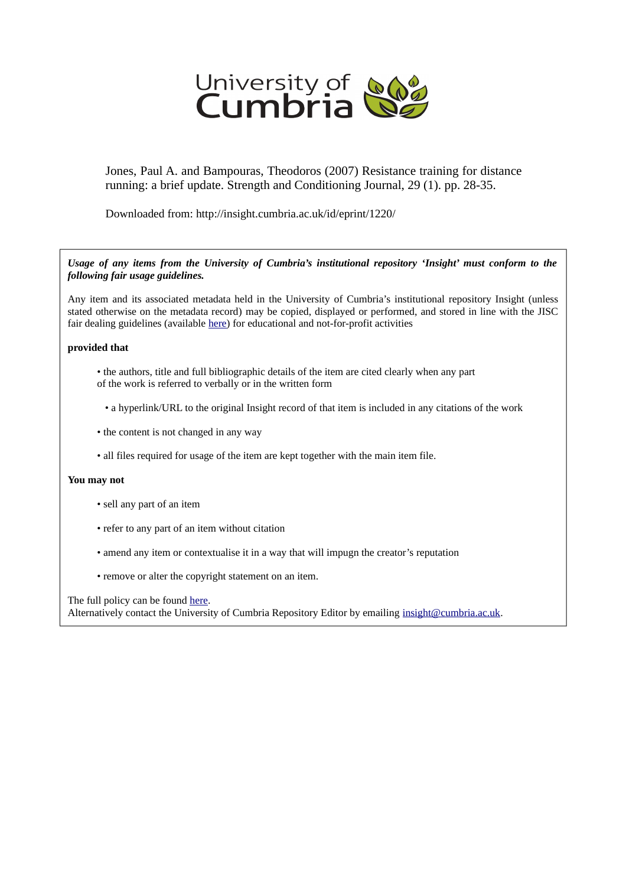University of Cumbria

Jones, Paul A. and Bampouras, Theodoros (2007) Resistance training for distance running: a brief update. Strength and Conditioning Journal, 29 (1). pp. 28-35.

Downloaded from: http://insight.cumbria.ac.uk/id/eprint/1220/

***Usage of any items from the University of Cumbria's institutional repository 'Insight' must conform to the following fair usage guidelines.***

Any item and its associated metadata held in the University of Cumbria's institutional repository Insight (unless stated otherwise on the metadata record) may be copied, displayed or performed, and stored in line with the JISC fair dealing guidelines (available here) for educational and not-for-profit activities

**provided that**

- the authors, title and full bibliographic details of the item are cited clearly when any part of the work is referred to verbally or in the written form
- a hyperlink/URL to the original Insight record of that item is included in any citations of the work
- the content is not changed in any way
- all files required for usage of the item are kept together with the main item file.

**You may not**

- sell any part of an item
- refer to any part of an item without citation
- amend any item or contextualise it in a way that will impugn the creator's reputation
- remove or alter the copyright statement on an item.

The full policy can be found here.
Alternatively contact the University of Cumbria Repository Editor by emailing insight@cumbria.ac.uk.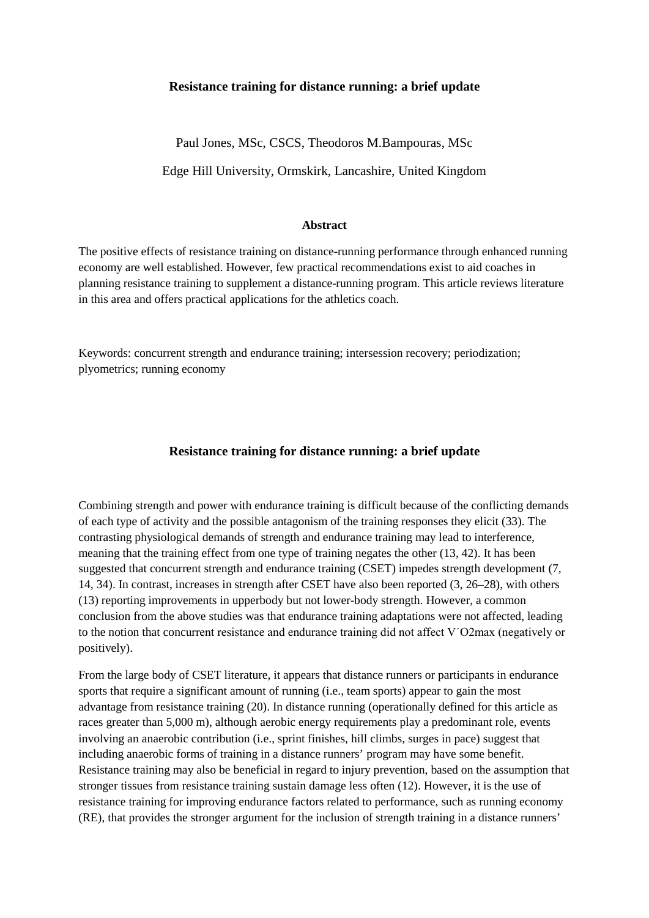# Resistance training for distance running: a brief update

Paul Jones, MSc, CSCS, Theodoros M.Bampouras, MSc

Edge Hill University, Ormskirk, Lancashire, United Kingdom

## Abstract

The positive effects of resistance training on distance-running performance through enhanced running economy are well established. However, few practical recommendations exist to aid coaches in planning resistance training to supplement a distance-running program. This article reviews literature in this area and offers practical applications for the athletics coach.

Keywords: concurrent strength and endurance training; intersession recovery; periodization; plyometrics; running economy

## Resistance training for distance running: a brief update

Combining strength and power with endurance training is difficult because of the conflicting demands of each type of activity and the possible antagonism of the training responses they elicit (33). The contrasting physiological demands of strength and endurance training may lead to interference, meaning that the training effect from one type of training negates the other (13, 42). It has been suggested that concurrent strength and endurance training (CSET) impedes strength development (7, 14, 34). In contrast, increases in strength after CSET have also been reported (3, 26–28), with others (13) reporting improvements in upperbody but not lower-body strength. However, a common conclusion from the above studies was that endurance training adaptations were not affected, leading to the notion that concurrent resistance and endurance training did not affect $\dot{V}O_2max$ (negatively or positively).

From the large body of CSET literature, it appears that distance runners or participants in endurance sports that require a significant amount of running (i.e., team sports) appear to gain the most advantage from resistance training (20). In distance running (operationally defined for this article as races greater than 5,000 m), although aerobic energy requirements play a predominant role, events involving an anaerobic contribution (i.e., sprint finishes, hill climbs, surges in pace) suggest that including anaerobic forms of training in a distance runners' program may have some benefit. Resistance training may also be beneficial in regard to injury prevention, based on the assumption that stronger tissues from resistance training sustain damage less often (12). However, it is the use of resistance training for improving endurance factors related to performance, such as running economy (RE), that provides the stronger argument for the inclusion of strength training in a distance runners'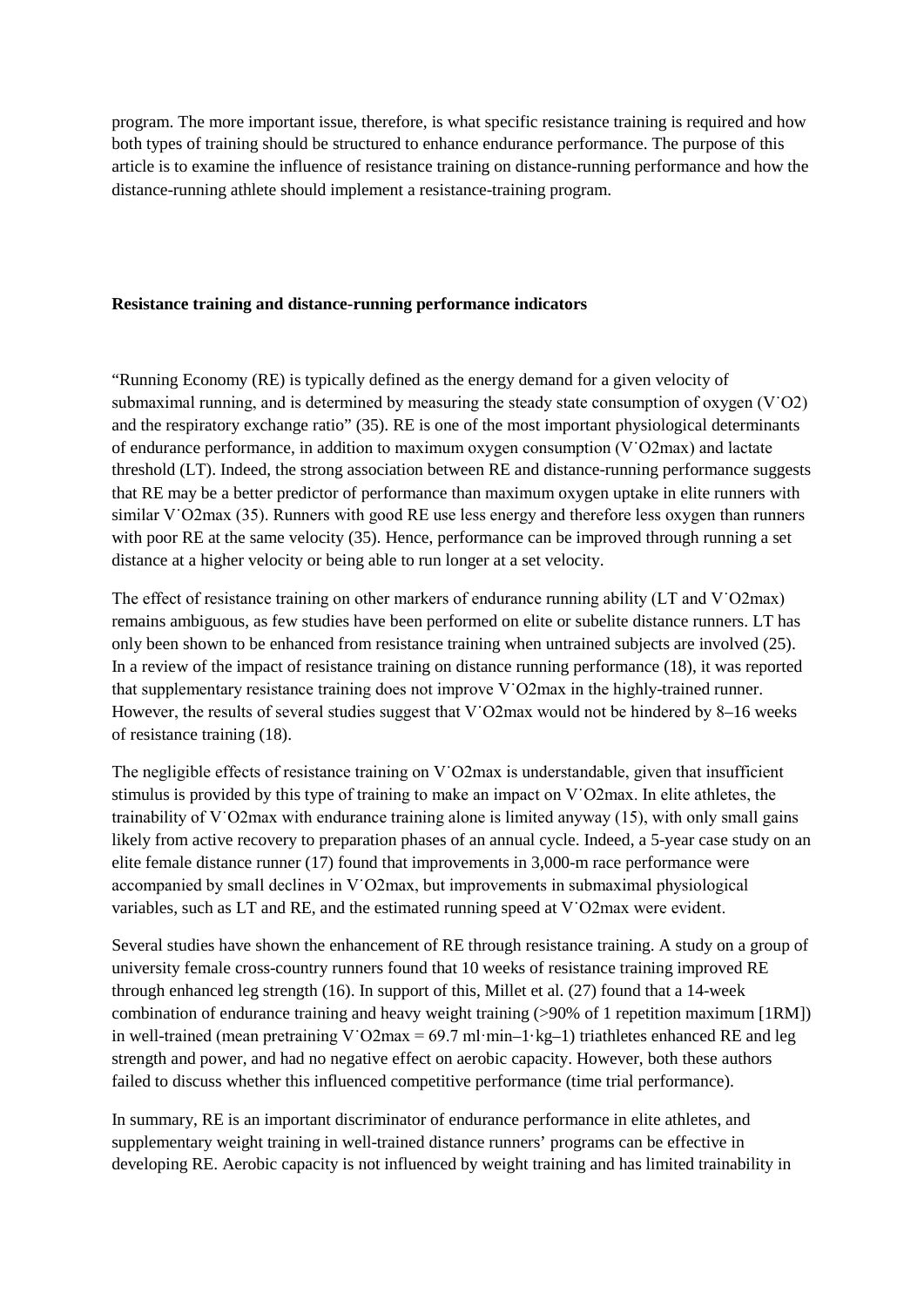program. The more important issue, therefore, is what specific resistance training is required and how both types of training should be structured to enhance endurance performance. The purpose of this article is to examine the influence of resistance training on distance-running performance and how the distance-running athlete should implement a resistance-training program.

**Resistance training and distance-running performance indicators**

"Running Economy (RE) is typically defined as the energy demand for a given velocity of submaximal running, and is determined by measuring the steady state consumption of oxygen ($\dot{V}O_2$) and the respiratory exchange ratio" (35). RE is one of the most important physiological determinants of endurance performance, in addition to maximum oxygen consumption ($\dot{V}O_{2}max$) and lactate threshold (LT). Indeed, the strong association between RE and distance-running performance suggests that RE may be a better predictor of performance than maximum oxygen uptake in elite runners with similar $\dot{V}O_{2}max$ (35). Runners with good RE use less energy and therefore less oxygen than runners with poor RE at the same velocity (35). Hence, performance can be improved through running a set distance at a higher velocity or being able to run longer at a set velocity.

The effect of resistance training on other markers of endurance running ability (LT and $\dot{V}O_{2}max$) remains ambiguous, as few studies have been performed on elite or subelite distance runners. LT has only been shown to be enhanced from resistance training when untrained subjects are involved (25). In a review of the impact of resistance training on distance running performance (18), it was reported that supplementary resistance training does not improve $\dot{V}O_{2}max$ in the highly-trained runner. However, the results of several studies suggest that $\dot{V}O_{2}max$ would not be hindered by 8–16 weeks of resistance training (18).

The negligible effects of resistance training on $\dot{V}O_{2}max$ is understandable, given that insufficient stimulus is provided by this type of training to make an impact on $\dot{V}O_{2}max$. In elite athletes, the trainability of $\dot{V}O_{2}max$ with endurance training alone is limited anyway (15), with only small gains likely from active recovery to preparation phases of an annual cycle. Indeed, a 5-year case study on an elite female distance runner (17) found that improvements in 3,000-m race performance were accompanied by small declines in $\dot{V}O_{2}max$, but improvements in submaximal physiological variables, such as LT and RE, and the estimated running speed at $\dot{V}O_{2}max$ were evident.

Several studies have shown the enhancement of RE through resistance training. A study on a group of university female cross-country runners found that 10 weeks of resistance training improved RE through enhanced leg strength (16). In support of this, Millet et al. (27) found that a 14-week combination of endurance training and heavy weight training (>90% of 1 repetition maximum [1RM]) in well-trained (mean pretraining $\dot{V}O_{2}max$ = 69.7 $ml \cdot min^{-1} \cdot kg^{-1}$) triathletes enhanced RE and leg strength and power, and had no negative effect on aerobic capacity. However, both these authors failed to discuss whether this influenced competitive performance (time trial performance).

In summary, RE is an important discriminator of endurance performance in elite athletes, and supplementary weight training in well-trained distance runners' programs can be effective in developing RE. Aerobic capacity is not influenced by weight training and has limited trainability in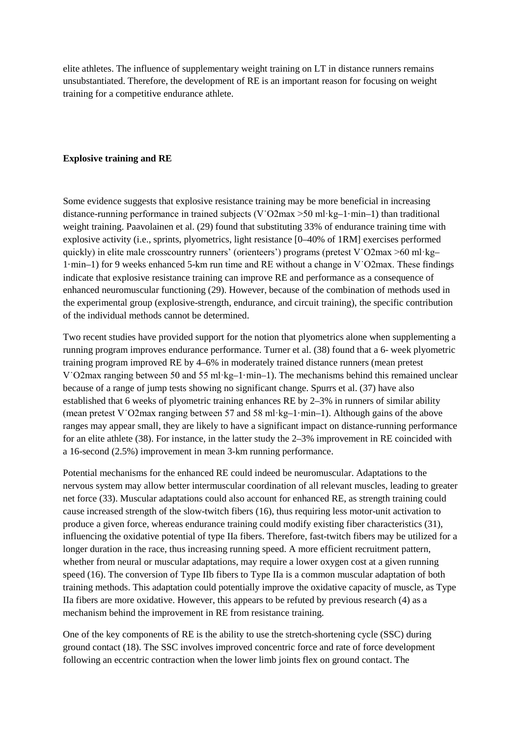elite athletes. The influence of supplementary weight training on LT in distance runners remains unsubstantiated. Therefore, the development of RE is an important reason for focusing on weight training for a competitive endurance athlete.

**Explosive training and RE**

Some evidence suggests that explosive resistance training may be more beneficial in increasing distance-running performance in trained subjects ($\dot{V}O_2max$ >50 ml·kg–1·min–1) than traditional weight training. Paavolainen et al. (29) found that substituting 33% of endurance training time with explosive activity (i.e., sprints, plyometrics, light resistance [0–40% of 1RM] exercises performed quickly) in elite male crosscountry runners' (orienteers') programs (pretest $\dot{V}O_2max$ >60 ml·kg–1·min–1) for 9 weeks enhanced 5-km run time and RE without a change in $\dot{V}O_2max$. These findings indicate that explosive resistance training can improve RE and performance as a consequence of enhanced neuromuscular functioning (29). However, because of the combination of methods used in the experimental group (explosive-strength, endurance, and circuit training), the specific contribution of the individual methods cannot be determined.

Two recent studies have provided support for the notion that plyometrics alone when supplementing a running program improves endurance performance. Turner et al. (38) found that a 6- week plyometric training program improved RE by 4–6% in moderately trained distance runners (mean pretest $\dot{V}O_2max$ ranging between 50 and 55 ml·kg–1·min–1). The mechanisms behind this remained unclear because of a range of jump tests showing no significant change. Spurrs et al. (37) have also established that 6 weeks of plyometric training enhances RE by 2–3% in runners of similar ability (mean pretest $\dot{V}O_2max$ ranging between 57 and 58 ml·kg–1·min–1). Although gains of the above ranges may appear small, they are likely to have a significant impact on distance-running performance for an elite athlete (38). For instance, in the latter study the 2–3% improvement in RE coincided with a 16-second (2.5%) improvement in mean 3-km running performance.

Potential mechanisms for the enhanced RE could indeed be neuromuscular. Adaptations to the nervous system may allow better intermuscular coordination of all relevant muscles, leading to greater net force (33). Muscular adaptations could also account for enhanced RE, as strength training could cause increased strength of the slow-twitch fibers (16), thus requiring less motor-unit activation to produce a given force, whereas endurance training could modify existing fiber characteristics (31), influencing the oxidative potential of type IIa fibers. Therefore, fast-twitch fibers may be utilized for a longer duration in the race, thus increasing running speed. A more efficient recruitment pattern, whether from neural or muscular adaptations, may require a lower oxygen cost at a given running speed (16). The conversion of Type IIb fibers to Type IIa is a common muscular adaptation of both training methods. This adaptation could potentially improve the oxidative capacity of muscle, as Type IIa fibers are more oxidative. However, this appears to be refuted by previous research (4) as a mechanism behind the improvement in RE from resistance training.

One of the key components of RE is the ability to use the stretch-shortening cycle (SSC) during ground contact (18). The SSC involves improved concentric force and rate of force development following an eccentric contraction when the lower limb joints flex on ground contact. The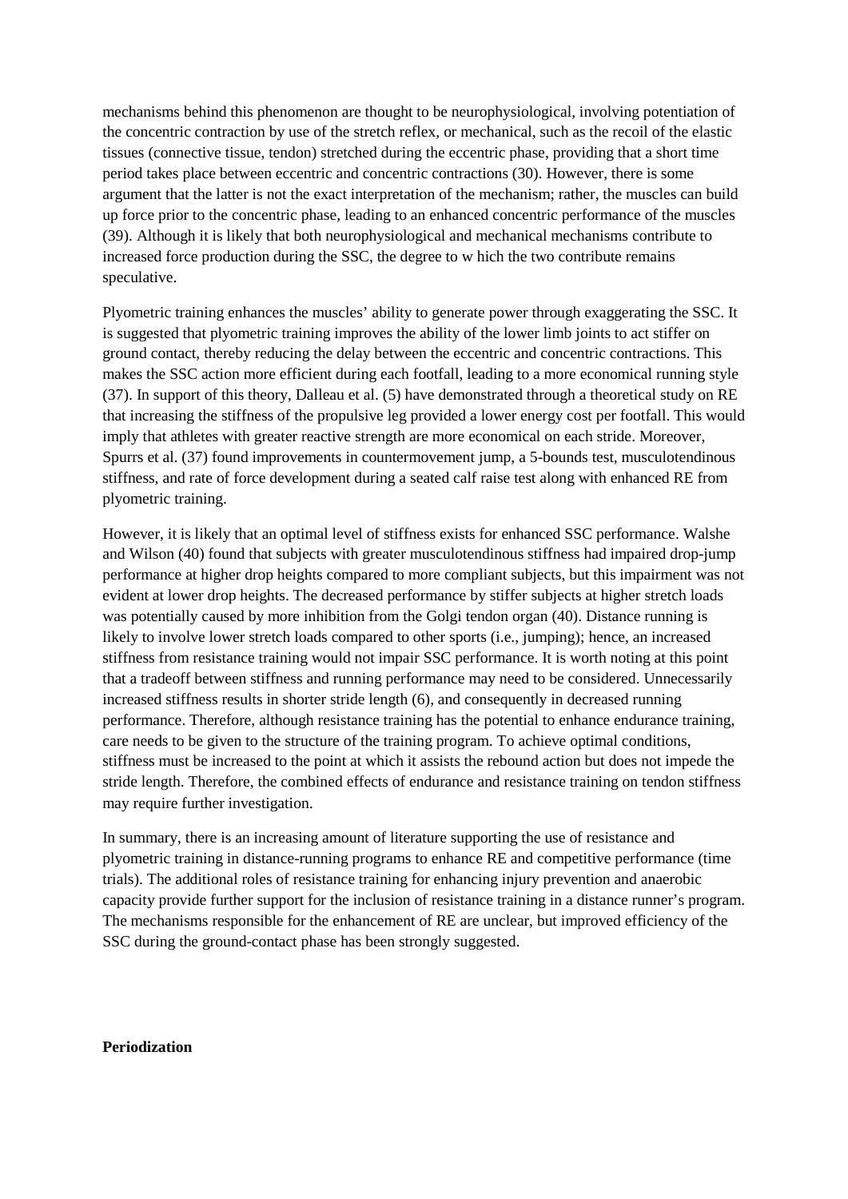mechanisms behind this phenomenon are thought to be neurophysiological, involving potentiation of the concentric contraction by use of the stretch reflex, or mechanical, such as the recoil of the elastic tissues (connective tissue, tendon) stretched during the eccentric phase, providing that a short time period takes place between eccentric and concentric contractions (30). However, there is some argument that the latter is not the exact interpretation of the mechanism; rather, the muscles can build up force prior to the concentric phase, leading to an enhanced concentric performance of the muscles (39). Although it is likely that both neurophysiological and mechanical mechanisms contribute to increased force production during the SSC, the degree to w hich the two contribute remains speculative.

Plyometric training enhances the muscles' ability to generate power through exaggerating the SSC. It is suggested that plyometric training improves the ability of the lower limb joints to act stiffer on ground contact, thereby reducing the delay between the eccentric and concentric contractions. This makes the SSC action more efficient during each footfall, leading to a more economical running style (37). In support of this theory, Dalleau et al. (5) have demonstrated through a theoretical study on RE that increasing the stiffness of the propulsive leg provided a lower energy cost per footfall. This would imply that athletes with greater reactive strength are more economical on each stride. Moreover, Spurrs et al. (37) found improvements in countermovement jump, a 5-bounds test, musculotendinous stiffness, and rate of force development during a seated calf raise test along with enhanced RE from plyometric training.

However, it is likely that an optimal level of stiffness exists for enhanced SSC performance. Walshe and Wilson (40) found that subjects with greater musculotendinous stiffness had impaired drop-jump performance at higher drop heights compared to more compliant subjects, but this impairment was not evident at lower drop heights. The decreased performance by stiffer subjects at higher stretch loads was potentially caused by more inhibition from the Golgi tendon organ (40). Distance running is likely to involve lower stretch loads compared to other sports (i.e., jumping); hence, an increased stiffness from resistance training would not impair SSC performance. It is worth noting at this point that a tradeoff between stiffness and running performance may need to be considered. Unnecessarily increased stiffness results in shorter stride length (6), and consequently in decreased running performance. Therefore, although resistance training has the potential to enhance endurance training, care needs to be given to the structure of the training program. To achieve optimal conditions, stiffness must be increased to the point at which it assists the rebound action but does not impede the stride length. Therefore, the combined effects of endurance and resistance training on tendon stiffness may require further investigation.

In summary, there is an increasing amount of literature supporting the use of resistance and plyometric training in distance-running programs to enhance RE and competitive performance (time trials). The additional roles of resistance training for enhancing injury prevention and anaerobic capacity provide further support for the inclusion of resistance training in a distance runner's program. The mechanisms responsible for the enhancement of RE are unclear, but improved efficiency of the SSC during the ground-contact phase has been strongly suggested.

**Periodization**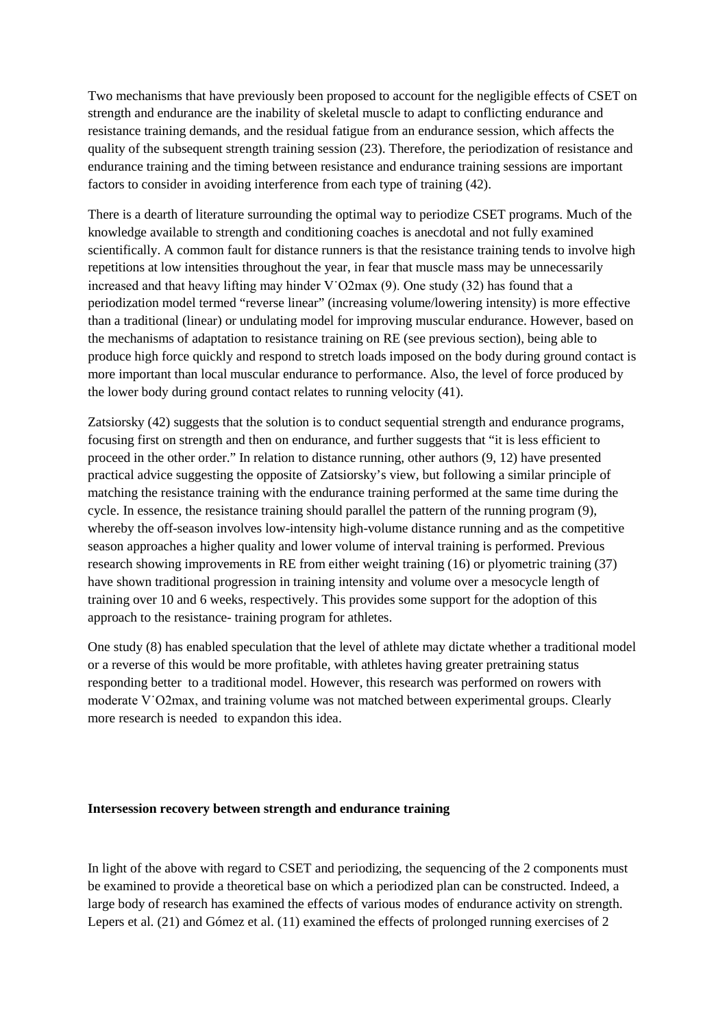Two mechanisms that have previously been proposed to account for the negligible effects of CSET on strength and endurance are the inability of skeletal muscle to adapt to conflicting endurance and resistance training demands, and the residual fatigue from an endurance session, which affects the quality of the subsequent strength training session (23). Therefore, the periodization of resistance and endurance training and the timing between resistance and endurance training sessions are important factors to consider in avoiding interference from each type of training (42).

There is a dearth of literature surrounding the optimal way to periodize CSET programs. Much of the knowledge available to strength and conditioning coaches is anecdotal and not fully examined scientifically. A common fault for distance runners is that the resistance training tends to involve high repetitions at low intensities throughout the year, in fear that muscle mass may be unnecessarily increased and that heavy lifting may hinder $\dot{V}O_2max$ (9). One study (32) has found that a periodization model termed "reverse linear" (increasing volume/lowering intensity) is more effective than a traditional (linear) or undulating model for improving muscular endurance. However, based on the mechanisms of adaptation to resistance training on RE (see previous section), being able to produce high force quickly and respond to stretch loads imposed on the body during ground contact is more important than local muscular endurance to performance. Also, the level of force produced by the lower body during ground contact relates to running velocity (41).

Zatsiorsky (42) suggests that the solution is to conduct sequential strength and endurance programs, focusing first on strength and then on endurance, and further suggests that "it is less efficient to proceed in the other order." In relation to distance running, other authors (9, 12) have presented practical advice suggesting the opposite of Zatsiorsky's view, but following a similar principle of matching the resistance training with the endurance training performed at the same time during the cycle. In essence, the resistance training should parallel the pattern of the running program (9), whereby the off-season involves low-intensity high-volume distance running and as the competitive season approaches a higher quality and lower volume of interval training is performed. Previous research showing improvements in RE from either weight training (16) or plyometric training (37) have shown traditional progression in training intensity and volume over a mesocycle length of training over 10 and 6 weeks, respectively. This provides some support for the adoption of this approach to the resistance- training program for athletes.

One study (8) has enabled speculation that the level of athlete may dictate whether a traditional model or a reverse of this would be more profitable, with athletes having greater pretraining status responding better to a traditional model. However, this research was performed on rowers with moderate $\dot{V}O_2max$, and training volume was not matched between experimental groups. Clearly more research is needed to expandon this idea.

**Intersession recovery between strength and endurance training**

In light of the above with regard to CSET and periodizing, the sequencing of the 2 components must be examined to provide a theoretical base on which a periodized plan can be constructed. Indeed, a large body of research has examined the effects of various modes of endurance activity on strength. Lepers et al. (21) and Gómez et al. (11) examined the effects of prolonged running exercises of 2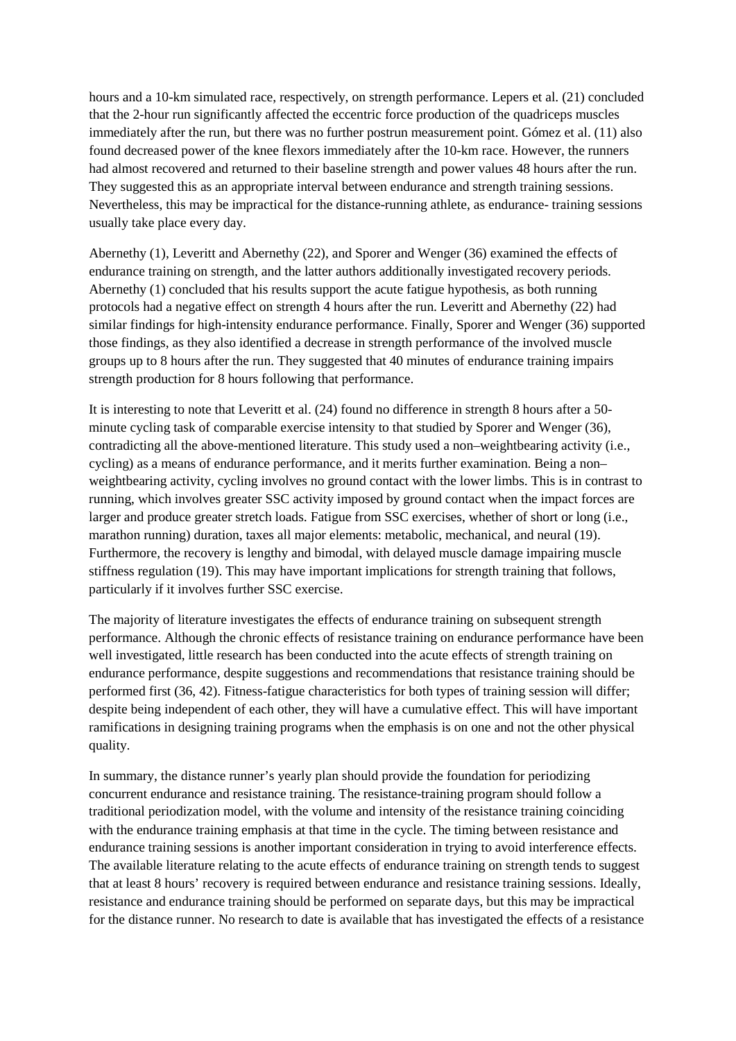hours and a 10-km simulated race, respectively, on strength performance. Lepers et al. (21) concluded that the 2-hour run significantly affected the eccentric force production of the quadriceps muscles immediately after the run, but there was no further postrun measurement point. Gómez et al. (11) also found decreased power of the knee flexors immediately after the 10-km race. However, the runners had almost recovered and returned to their baseline strength and power values 48 hours after the run. They suggested this as an appropriate interval between endurance and strength training sessions. Nevertheless, this may be impractical for the distance-running athlete, as endurance- training sessions usually take place every day.

Abernethy (1), Leveritt and Abernethy (22), and Sporer and Wenger (36) examined the effects of endurance training on strength, and the latter authors additionally investigated recovery periods. Abernethy (1) concluded that his results support the acute fatigue hypothesis, as both running protocols had a negative effect on strength 4 hours after the run. Leveritt and Abernethy (22) had similar findings for high-intensity endurance performance. Finally, Sporer and Wenger (36) supported those findings, as they also identified a decrease in strength performance of the involved muscle groups up to 8 hours after the run. They suggested that 40 minutes of endurance training impairs strength production for 8 hours following that performance.

It is interesting to note that Leveritt et al. (24) found no difference in strength 8 hours after a 50-minute cycling task of comparable exercise intensity to that studied by Sporer and Wenger (36), contradicting all the above-mentioned literature. This study used a non–weightbearing activity (i.e., cycling) as a means of endurance performance, and it merits further examination. Being a non–weightbearing activity, cycling involves no ground contact with the lower limbs. This is in contrast to running, which involves greater SSC activity imposed by ground contact when the impact forces are larger and produce greater stretch loads. Fatigue from SSC exercises, whether of short or long (i.e., marathon running) duration, taxes all major elements: metabolic, mechanical, and neural (19). Furthermore, the recovery is lengthy and bimodal, with delayed muscle damage impairing muscle stiffness regulation (19). This may have important implications for strength training that follows, particularly if it involves further SSC exercise.

The majority of literature investigates the effects of endurance training on subsequent strength performance. Although the chronic effects of resistance training on endurance performance have been well investigated, little research has been conducted into the acute effects of strength training on endurance performance, despite suggestions and recommendations that resistance training should be performed first (36, 42). Fitness-fatigue characteristics for both types of training session will differ; despite being independent of each other, they will have a cumulative effect. This will have important ramifications in designing training programs when the emphasis is on one and not the other physical quality.

In summary, the distance runner's yearly plan should provide the foundation for periodizing concurrent endurance and resistance training. The resistance-training program should follow a traditional periodization model, with the volume and intensity of the resistance training coinciding with the endurance training emphasis at that time in the cycle. The timing between resistance and endurance training sessions is another important consideration in trying to avoid interference effects. The available literature relating to the acute effects of endurance training on strength tends to suggest that at least 8 hours' recovery is required between endurance and resistance training sessions. Ideally, resistance and endurance training should be performed on separate days, but this may be impractical for the distance runner. No research to date is available that has investigated the effects of a resistance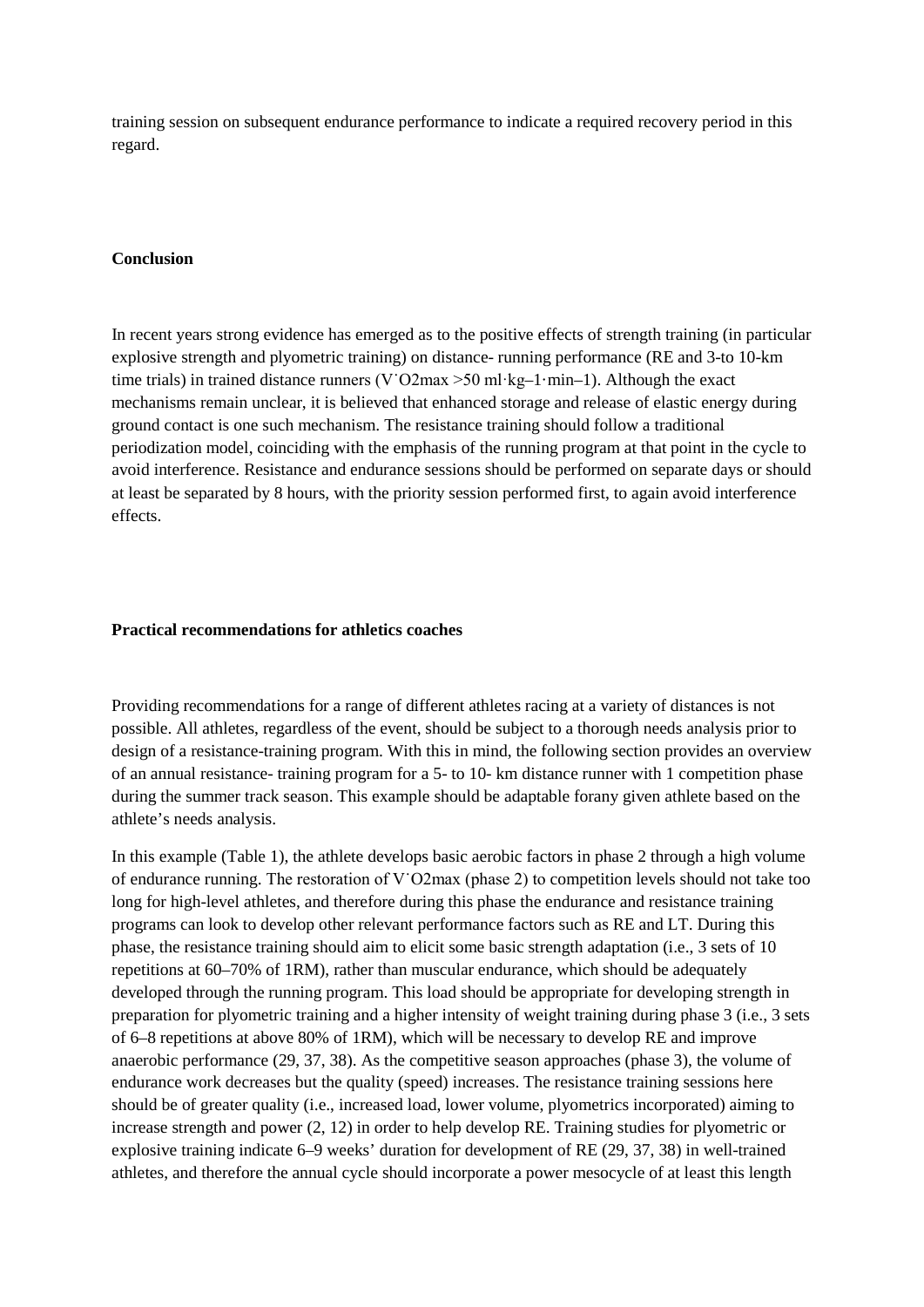training session on subsequent endurance performance to indicate a required recovery period in this regard.

## Conclusion

In recent years strong evidence has emerged as to the positive effects of strength training (in particular explosive strength and plyometric training) on distance- running performance (RE and 3-to 10-km time trials) in trained distance runners ($\dot{V}O_2max$ >50 ml·kg–1·min–1). Although the exact mechanisms remain unclear, it is believed that enhanced storage and release of elastic energy during ground contact is one such mechanism. The resistance training should follow a traditional periodization model, coinciding with the emphasis of the running program at that point in the cycle to avoid interference. Resistance and endurance sessions should be performed on separate days or should at least be separated by 8 hours, with the priority session performed first, to again avoid interference effects.

## Practical recommendations for athletics coaches

Providing recommendations for a range of different athletes racing at a variety of distances is not possible. All athletes, regardless of the event, should be subject to a thorough needs analysis prior to design of a resistance-training program. With this in mind, the following section provides an overview of an annual resistance- training program for a 5- to 10- km distance runner with 1 competition phase during the summer track season. This example should be adaptable forany given athlete based on the athlete's needs analysis.

In this example (Table 1), the athlete develops basic aerobic factors in phase 2 through a high volume of endurance running. The restoration of $\dot{V}O_2max$ (phase 2) to competition levels should not take too long for high-level athletes, and therefore during this phase the endurance and resistance training programs can look to develop other relevant performance factors such as RE and LT. During this phase, the resistance training should aim to elicit some basic strength adaptation (i.e., 3 sets of 10 repetitions at 60–70% of 1RM), rather than muscular endurance, which should be adequately developed through the running program. This load should be appropriate for developing strength in preparation for plyometric training and a higher intensity of weight training during phase 3 (i.e., 3 sets of 6–8 repetitions at above 80% of 1RM), which will be necessary to develop RE and improve anaerobic performance (29, 37, 38). As the competitive season approaches (phase 3), the volume of endurance work decreases but the quality (speed) increases. The resistance training sessions here should be of greater quality (i.e., increased load, lower volume, plyometrics incorporated) aiming to increase strength and power (2, 12) in order to help develop RE. Training studies for plyometric or explosive training indicate 6–9 weeks' duration for development of RE (29, 37, 38) in well-trained athletes, and therefore the annual cycle should incorporate a power mesocycle of at least this length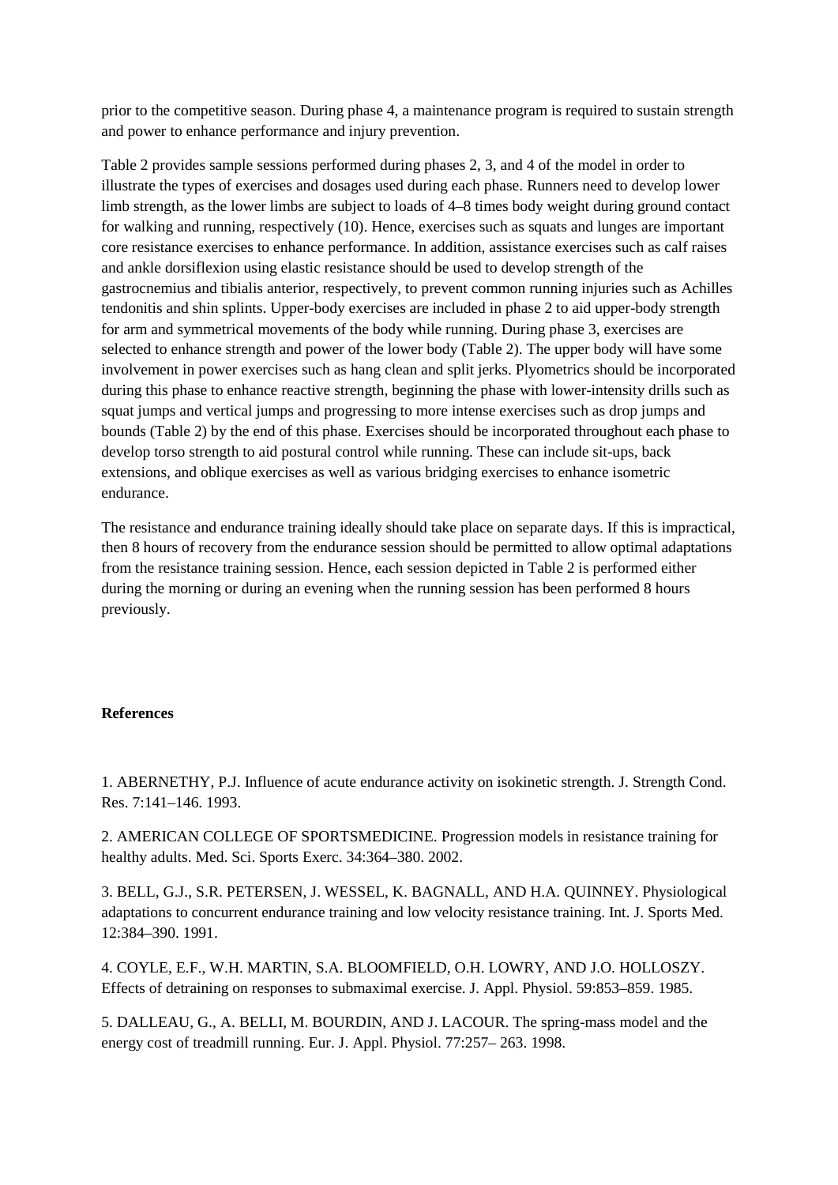prior to the competitive season. During phase 4, a maintenance program is required to sustain strength and power to enhance performance and injury prevention.

Table 2 provides sample sessions performed during phases 2, 3, and 4 of the model in order to illustrate the types of exercises and dosages used during each phase. Runners need to develop lower limb strength, as the lower limbs are subject to loads of 4–8 times body weight during ground contact for walking and running, respectively (10). Hence, exercises such as squats and lunges are important core resistance exercises to enhance performance. In addition, assistance exercises such as calf raises and ankle dorsiflexion using elastic resistance should be used to develop strength of the gastrocnemius and tibialis anterior, respectively, to prevent common running injuries such as Achilles tendonitis and shin splints. Upper-body exercises are included in phase 2 to aid upper-body strength for arm and symmetrical movements of the body while running. During phase 3, exercises are selected to enhance strength and power of the lower body (Table 2). The upper body will have some involvement in power exercises such as hang clean and split jerks. Plyometrics should be incorporated during this phase to enhance reactive strength, beginning the phase with lower-intensity drills such as squat jumps and vertical jumps and progressing to more intense exercises such as drop jumps and bounds (Table 2) by the end of this phase. Exercises should be incorporated throughout each phase to develop torso strength to aid postural control while running. These can include sit-ups, back extensions, and oblique exercises as well as various bridging exercises to enhance isometric endurance.

The resistance and endurance training ideally should take place on separate days. If this is impractical, then 8 hours of recovery from the endurance session should be permitted to allow optimal adaptations from the resistance training session. Hence, each session depicted in Table 2 is performed either during the morning or during an evening when the running session has been performed 8 hours previously.

**References**

1. ABERNETHY, P.J. Influence of acute endurance activity on isokinetic strength. J. Strength Cond. Res. 7:141–146. 1993.

2. AMERICAN COLLEGE OF SPORTSMEDICINE. Progression models in resistance training for healthy adults. Med. Sci. Sports Exerc. 34:364–380. 2002.

3. BELL, G.J., S.R. PETERSEN, J. WESSEL, K. BAGNALL, AND H.A. QUINNEY. Physiological adaptations to concurrent endurance training and low velocity resistance training. Int. J. Sports Med. 12:384–390. 1991.

4. COYLE, E.F., W.H. MARTIN, S.A. BLOOMFIELD, O.H. LOWRY, AND J.O. HOLLOSZY. Effects of detraining on responses to submaximal exercise. J. Appl. Physiol. 59:853–859. 1985.

5. DALLEAU, G., A. BELLI, M. BOURDIN, AND J. LACOUR. The spring-mass model and the energy cost of treadmill running. Eur. J. Appl. Physiol. 77:257– 263. 1998.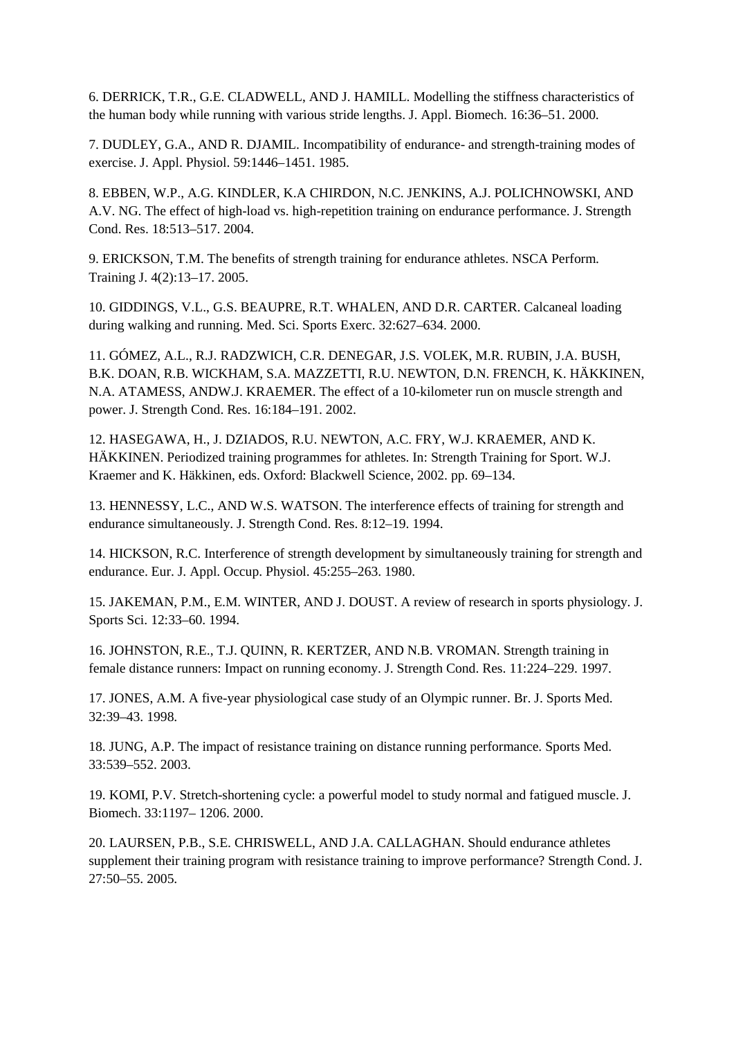6. DERRICK, T.R., G.E. CLADWELL, AND J. HAMILL. Modelling the stiffness characteristics of the human body while running with various stride lengths. J. Appl. Biomech. 16:36–51. 2000.

7. DUDLEY, G.A., AND R. DJAMIL. Incompatibility of endurance- and strength-training modes of exercise. J. Appl. Physiol. 59:1446–1451. 1985.

8. EBBEN, W.P., A.G. KINDLER, K.A CHIRDON, N.C. JENKINS, A.J. POLICHNOWSKI, AND A.V. NG. The effect of high-load vs. high-repetition training on endurance performance. J. Strength Cond. Res. 18:513–517. 2004.

9. ERICKSON, T.M. The benefits of strength training for endurance athletes. NSCA Perform. Training J. 4(2):13–17. 2005.

10. GIDDINGS, V.L., G.S. BEAUPRE, R.T. WHALEN, AND D.R. CARTER. Calcaneal loading during walking and running. Med. Sci. Sports Exerc. 32:627–634. 2000.

11. GÓMEZ, A.L., R.J. RADZWICH, C.R. DENEGAR, J.S. VOLEK, M.R. RUBIN, J.A. BUSH, B.K. DOAN, R.B. WICKHAM, S.A. MAZZETTI, R.U. NEWTON, D.N. FRENCH, K. HÄKKINEN, N.A. ATAMESS, ANDW.J. KRAEMER. The effect of a 10-kilometer run on muscle strength and power. J. Strength Cond. Res. 16:184–191. 2002.

12. HASEGAWA, H., J. DZIADOS, R.U. NEWTON, A.C. FRY, W.J. KRAEMER, AND K. HÄKKINEN. Periodized training programmes for athletes. In: Strength Training for Sport. W.J. Kraemer and K. Häkkinen, eds. Oxford: Blackwell Science, 2002. pp. 69–134.

13. HENNESSY, L.C., AND W.S. WATSON. The interference effects of training for strength and endurance simultaneously. J. Strength Cond. Res. 8:12–19. 1994.

14. HICKSON, R.C. Interference of strength development by simultaneously training for strength and endurance. Eur. J. Appl. Occup. Physiol. 45:255–263. 1980.

15. JAKEMAN, P.M., E.M. WINTER, AND J. DOUST. A review of research in sports physiology. J. Sports Sci. 12:33–60. 1994.

16. JOHNSTON, R.E., T.J. QUINN, R. KERTZER, AND N.B. VROMAN. Strength training in female distance runners: Impact on running economy. J. Strength Cond. Res. 11:224–229. 1997.

17. JONES, A.M. A five-year physiological case study of an Olympic runner. Br. J. Sports Med. 32:39–43. 1998.

18. JUNG, A.P. The impact of resistance training on distance running performance. Sports Med. 33:539–552. 2003.

19. KOMI, P.V. Stretch-shortening cycle: a powerful model to study normal and fatigued muscle. J. Biomech. 33:1197– 1206. 2000.

20. LAURSEN, P.B., S.E. CHRISWELL, AND J.A. CALLAGHAN. Should endurance athletes supplement their training program with resistance training to improve performance? Strength Cond. J. 27:50–55. 2005.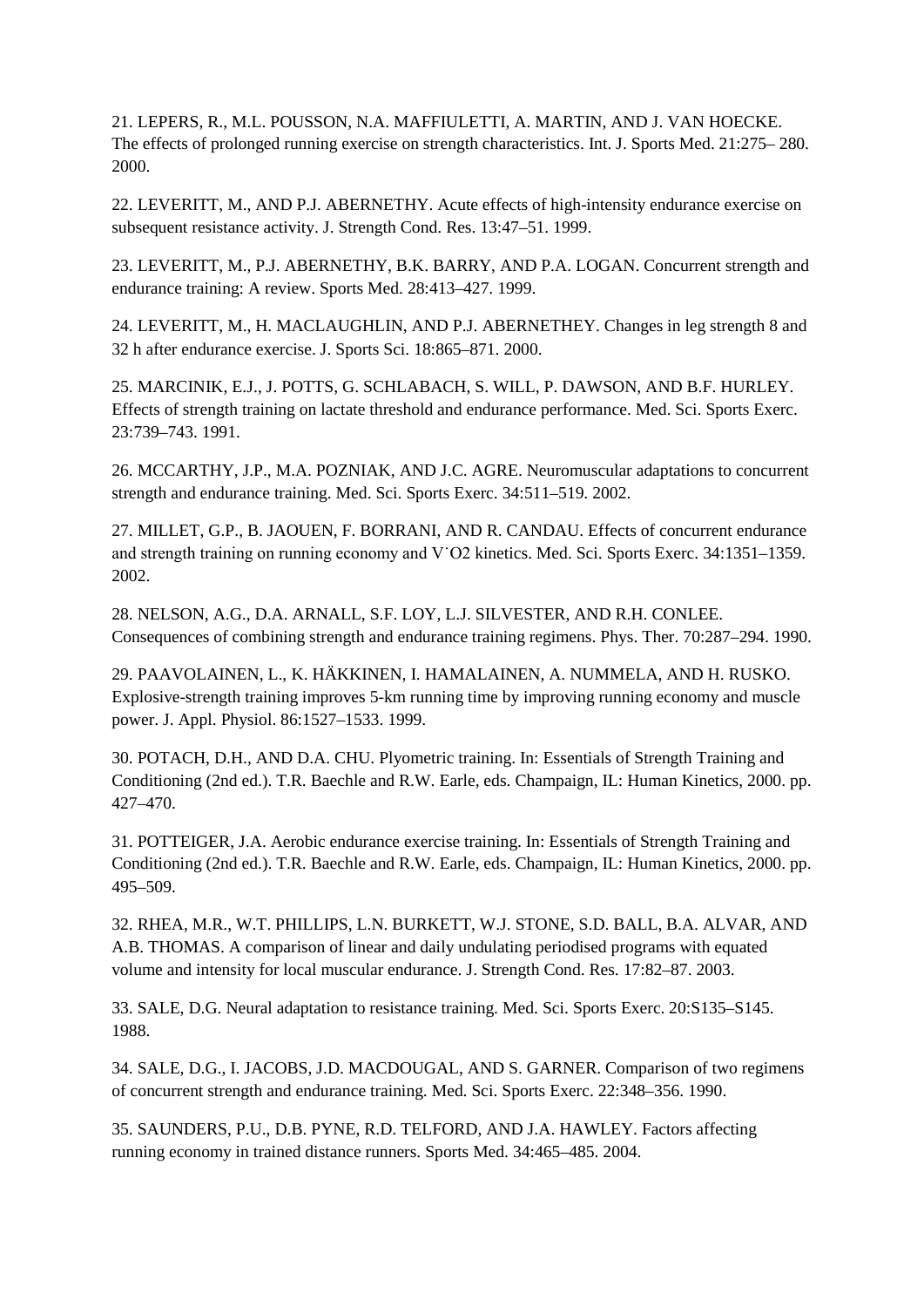21. LEPERS, R., M.L. POUSSON, N.A. MAFFIULETTI, A. MARTIN, AND J. VAN HOECKE. The effects of prolonged running exercise on strength characteristics. Int. J. Sports Med. 21:275– 280. 2000.

22. LEVERITT, M., AND P.J. ABERNETHY. Acute effects of high-intensity endurance exercise on subsequent resistance activity. J. Strength Cond. Res. 13:47–51. 1999.

23. LEVERITT, M., P.J. ABERNETHY, B.K. BARRY, AND P.A. LOGAN. Concurrent strength and endurance training: A review. Sports Med. 28:413–427. 1999.

24. LEVERITT, M., H. MACLAUGHLIN, AND P.J. ABERNETHEY. Changes in leg strength 8 and 32 h after endurance exercise. J. Sports Sci. 18:865–871. 2000.

25. MARCINIK, E.J., J. POTTS, G. SCHLABACH, S. WILL, P. DAWSON, AND B.F. HURLEY. Effects of strength training on lactate threshold and endurance performance. Med. Sci. Sports Exerc. 23:739–743. 1991.

26. MCCARTHY, J.P., M.A. POZNIAK, AND J.C. AGRE. Neuromuscular adaptations to concurrent strength and endurance training. Med. Sci. Sports Exerc. 34:511–519. 2002.

27. MILLET, G.P., B. JAOUEN, F. BORRANI, AND R. CANDAU. Effects of concurrent endurance and strength training on running economy and V˙O2 kinetics. Med. Sci. Sports Exerc. 34:1351–1359. 2002.

28. NELSON, A.G., D.A. ARNALL, S.F. LOY, L.J. SILVESTER, AND R.H. CONLEE. Consequences of combining strength and endurance training regimens. Phys. Ther. 70:287–294. 1990.

29. PAAVOLAINEN, L., K. HÄKKINEN, I. HAMALAINEN, A. NUMMELA, AND H. RUSKO. Explosive-strength training improves 5-km running time by improving running economy and muscle power. J. Appl. Physiol. 86:1527–1533. 1999.

30. POTACH, D.H., AND D.A. CHU. Plyometric training. In: Essentials of Strength Training and Conditioning (2nd ed.). T.R. Baechle and R.W. Earle, eds. Champaign, IL: Human Kinetics, 2000. pp. 427–470.

31. POTTEIGER, J.A. Aerobic endurance exercise training. In: Essentials of Strength Training and Conditioning (2nd ed.). T.R. Baechle and R.W. Earle, eds. Champaign, IL: Human Kinetics, 2000. pp. 495–509.

32. RHEA, M.R., W.T. PHILLIPS, L.N. BURKETT, W.J. STONE, S.D. BALL, B.A. ALVAR, AND A.B. THOMAS. A comparison of linear and daily undulating periodised programs with equated volume and intensity for local muscular endurance. J. Strength Cond. Res. 17:82–87. 2003.

33. SALE, D.G. Neural adaptation to resistance training. Med. Sci. Sports Exerc. 20:S135–S145. 1988.

34. SALE, D.G., I. JACOBS, J.D. MACDOUGAL, AND S. GARNER. Comparison of two regimens of concurrent strength and endurance training. Med. Sci. Sports Exerc. 22:348–356. 1990.

35. SAUNDERS, P.U., D.B. PYNE, R.D. TELFORD, AND J.A. HAWLEY. Factors affecting running economy in trained distance runners. Sports Med. 34:465–485. 2004.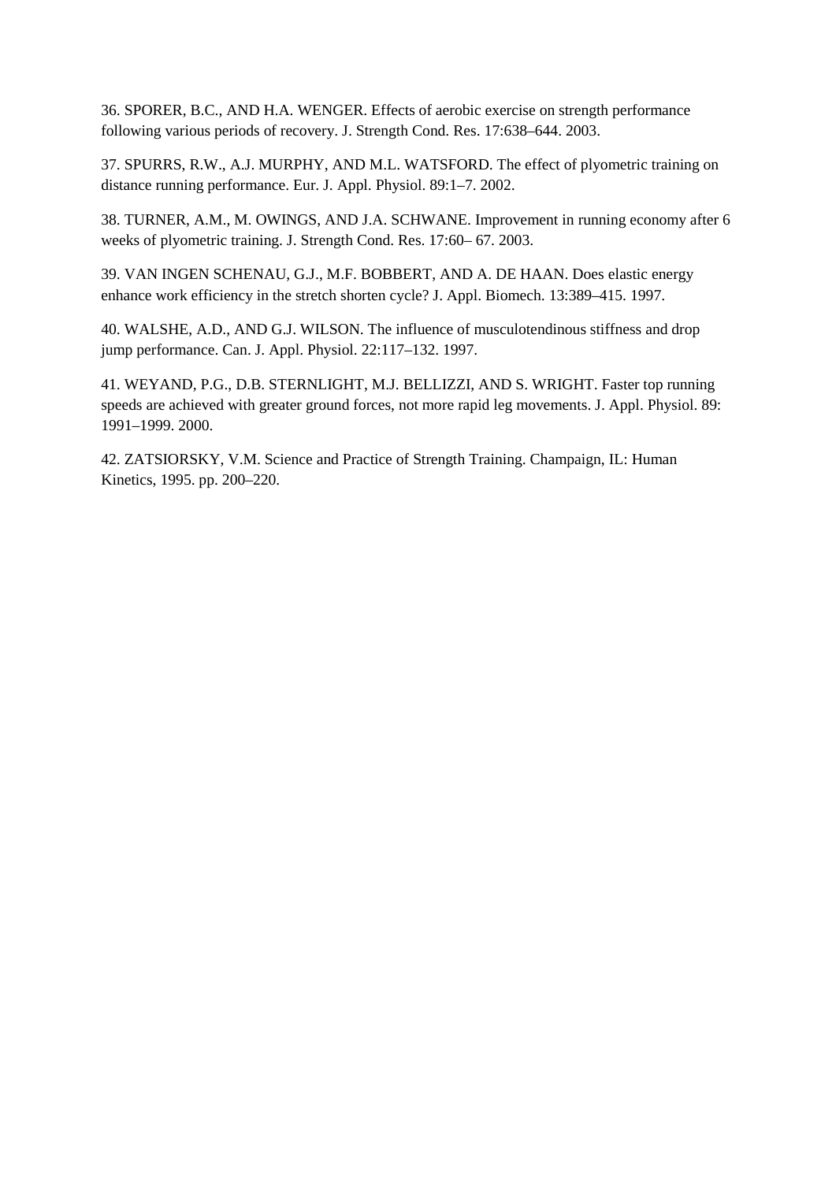36. SPORER, B.C., AND H.A. WENGER. Effects of aerobic exercise on strength performance following various periods of recovery. J. Strength Cond. Res. 17:638–644. 2003.

37. SPURRS, R.W., A.J. MURPHY, AND M.L. WATSFORD. The effect of plyometric training on distance running performance. Eur. J. Appl. Physiol. 89:1–7. 2002.

38. TURNER, A.M., M. OWINGS, AND J.A. SCHWANE. Improvement in running economy after 6 weeks of plyometric training. J. Strength Cond. Res. 17:60– 67. 2003.

39. VAN INGEN SCHENAU, G.J., M.F. BOBBERT, AND A. DE HAAN. Does elastic energy enhance work efficiency in the stretch shorten cycle? J. Appl. Biomech. 13:389–415. 1997.

40. WALSHE, A.D., AND G.J. WILSON. The influence of musculotendinous stiffness and drop jump performance. Can. J. Appl. Physiol. 22:117–132. 1997.

41. WEYAND, P.G., D.B. STERNLIGHT, M.J. BELLIZZI, AND S. WRIGHT. Faster top running speeds are achieved with greater ground forces, not more rapid leg movements. J. Appl. Physiol. 89: 1991–1999. 2000.

42. ZATSIORSKY, V.M. Science and Practice of Strength Training. Champaign, IL: Human Kinetics, 1995. pp. 200–220.